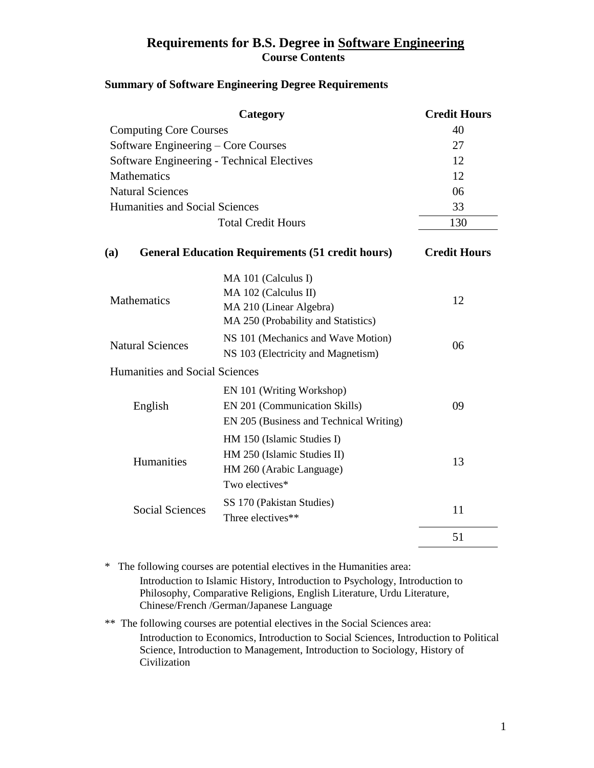# Requirements for B.S. Degree in Software Engineering

## Course Contents

### Summary of Software Engineering Degree Requirements

| Category | Credit Hours |
|---|---|
| Computing Core Courses | 40 |
| Software Engineering – Core Courses | 27 |
| Software Engineering - Technical Electives | 12 |
| Mathematics | 12 |
| Natural Sciences | 06 |
| Humanities and Social Sciences | 33 |
| Total Credit Hours | 130 |

### (a) General Education Requirements (51 credit hours)

| Area | Courses | Credit Hours |
|---|---|---|
| Mathematics | MA 101 (Calculus I)<br>MA 102 (Calculus II)<br>MA 210 (Linear Algebra)<br>MA 250 (Probability and Statistics) | 12 |
| Natural Sciences | NS 101 (Mechanics and Wave Motion)<br>NS 103 (Electricity and Magnetism) | 06 |
| Humanities and Social Sciences | | |
| English | EN 101 (Writing Workshop)<br>EN 201 (Communication Skills)<br>EN 205 (Business and Technical Writing) | 09 |
| Humanities | HM 150 (Islamic Studies I)<br>HM 250 (Islamic Studies II)<br>HM 260 (Arabic Language)<br>Two electives* | 13 |
| Social Sciences | SS 170 (Pakistan Studies)<br>Three electives** | 11 |
| | | 51 |

\* The following courses are potential electives in the Humanities area:
Introduction to Islamic History, Introduction to Psychology, Introduction to Philosophy, Comparative Religions, English Literature, Urdu Literature, Chinese/French /German/Japanese Language

** The following courses are potential electives in the Social Sciences area:
Introduction to Economics, Introduction to Social Sciences, Introduction to Political Science, Introduction to Management, Introduction to Sociology, History of Civilization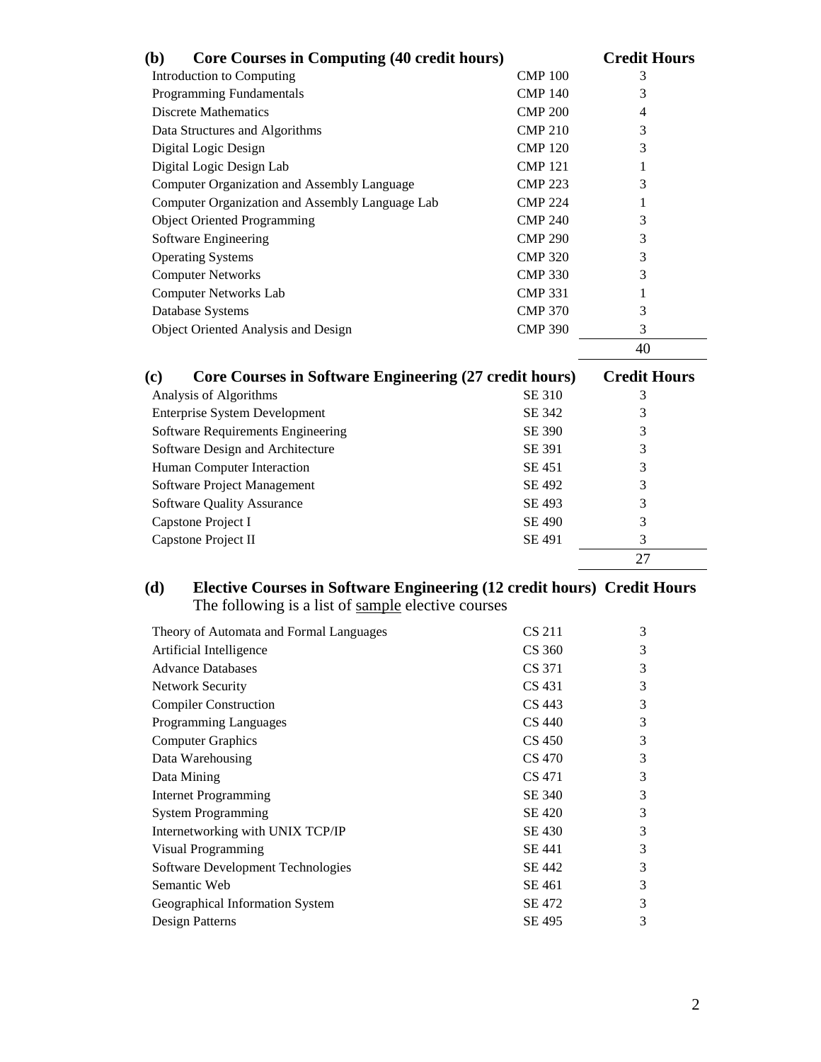### (b) Core Courses in Computing (40 credit hours)

| Course | Code | Credit Hours |
|---|---|---|
| Introduction to Computing | CMP 100 | 3 |
| Programming Fundamentals | CMP 140 | 3 |
| Discrete Mathematics | CMP 200 | 4 |
| Data Structures and Algorithms | CMP 210 | 3 |
| Digital Logic Design | CMP 120 | 3 |
| Digital Logic Design Lab | CMP 121 | 1 |
| Computer Organization and Assembly Language | CMP 223 | 3 |
| Computer Organization and Assembly Language Lab | CMP 224 | 1 |
| Object Oriented Programming | CMP 240 | 3 |
| Software Engineering | CMP 290 | 3 |
| Operating Systems | CMP 320 | 3 |
| Computer Networks | CMP 330 | 3 |
| Computer Networks Lab | CMP 331 | 1 |
| Database Systems | CMP 370 | 3 |
| Object Oriented Analysis and Design | CMP 390 | 3 |
| | | 40 |

### (c) Core Courses in Software Engineering (27 credit hours)

| Course | Code | Credit Hours |
|---|---|---|
| Analysis of Algorithms | SE 310 | 3 |
| Enterprise System Development | SE 342 | 3 |
| Software Requirements Engineering | SE 390 | 3 |
| Software Design and Architecture | SE 391 | 3 |
| Human Computer Interaction | SE 451 | 3 |
| Software Project Management | SE 492 | 3 |
| Software Quality Assurance | SE 493 | 3 |
| Capstone Project I | SE 490 | 3 |
| Capstone Project II | SE 491 | 3 |
| | | 27 |

### (d) Elective Courses in Software Engineering (12 credit hours)

The following is a list of <u>sample</u> elective courses

| Course | Code | Credit Hours |
|---|---|---|
| Theory of Automata and Formal Languages | CS 211 | 3 |
| Artificial Intelligence | CS 360 | 3 |
| Advance Databases | CS 371 | 3 |
| Network Security | CS 431 | 3 |
| Compiler Construction | CS 443 | 3 |
| Programming Languages | CS 440 | 3 |
| Computer Graphics | CS 450 | 3 |
| Data Warehousing | CS 470 | 3 |
| Data Mining | CS 471 | 3 |
| Internet Programming | SE 340 | 3 |
| System Programming | SE 420 | 3 |
| Internetworking with UNIX TCP/IP | SE 430 | 3 |
| Visual Programming | SE 441 | 3 |
| Software Development Technologies | SE 442 | 3 |
| Semantic Web | SE 461 | 3 |
| Geographical Information System | SE 472 | 3 |
| Design Patterns | SE 495 | 3 |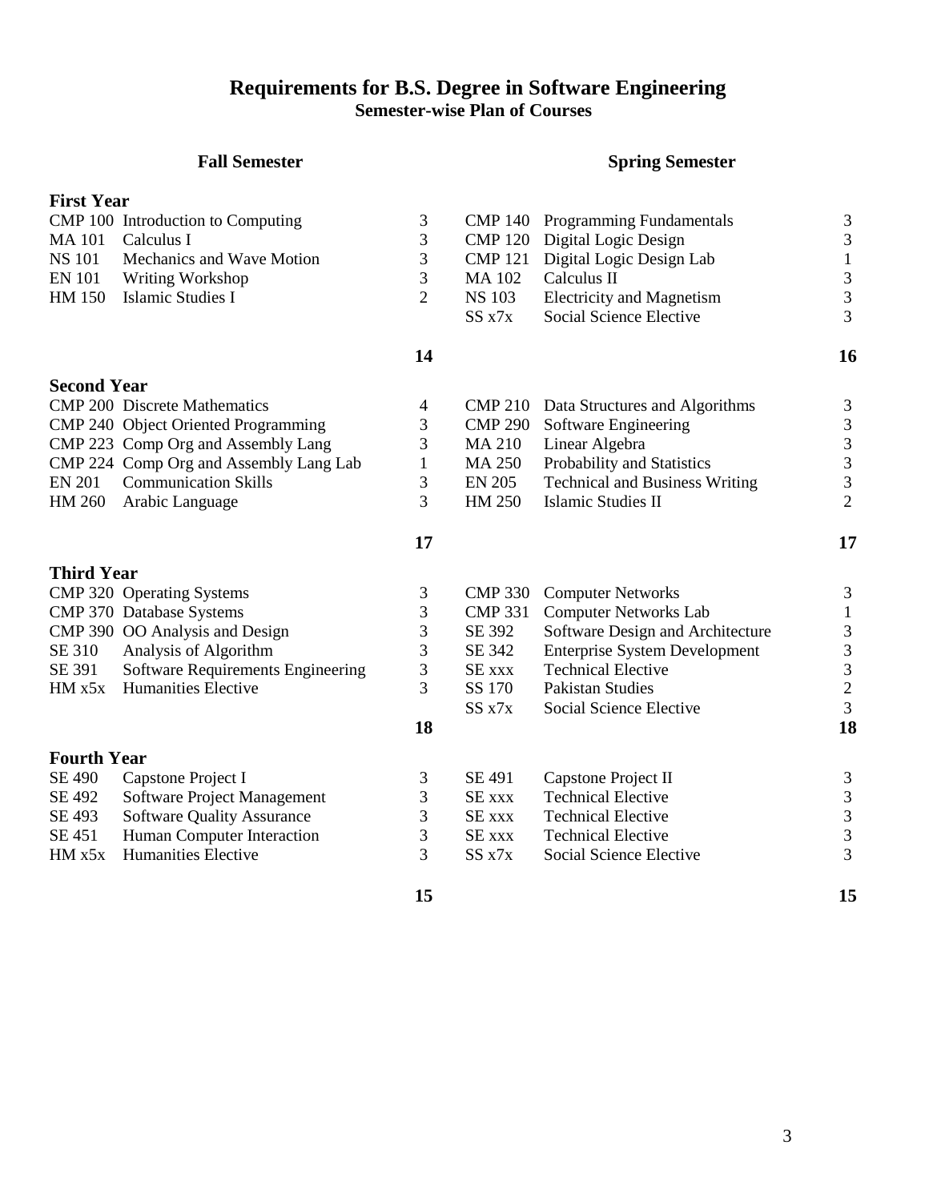# Requirements for B.S. Degree in Software Engineering

## Semester-wise Plan of Courses

| Fall Semester | | | Spring Semester | | |
|---|---|---|---|---|---|
| **First Year** | | | | | |
| CMP 100 | Introduction to Computing | 3 | CMP 140 | Programming Fundamentals | 3 |
| MA 101 | Calculus I | 3 | CMP 120 | Digital Logic Design | 3 |
| NS 101 | Mechanics and Wave Motion | 3 | CMP 121 | Digital Logic Design Lab | 1 |
| EN 101 | Writing Workshop | 3 | MA 102 | Calculus II | 3 |
| HM 150 | Islamic Studies I | 2 | NS 103 | Electricity and Magnetism | 3 |
| | | | SS x7x | Social Science Elective | 3 |
| | | **14** | | | **16** |
| **Second Year** | | | | | |
| CMP 200 | Discrete Mathematics | 4 | CMP 210 | Data Structures and Algorithms | 3 |
| CMP 240 | Object Oriented Programming | 3 | CMP 290 | Software Engineering | 3 |
| CMP 223 | Comp Org and Assembly Lang | 3 | MA 210 | Linear Algebra | 3 |
| CMP 224 | Comp Org and Assembly Lang Lab | 1 | MA 250 | Probability and Statistics | 3 |
| EN 201 | Communication Skills | 3 | EN 205 | Technical and Business Writing | 3 |
| HM 260 | Arabic Language | 3 | HM 250 | Islamic Studies II | 2 |
| | | **17** | | | **17** |
| **Third Year** | | | | | |
| CMP 320 | Operating Systems | 3 | CMP 330 | Computer Networks | 3 |
| CMP 370 | Database Systems | 3 | CMP 331 | Computer Networks Lab | 1 |
| CMP 390 | OO Analysis and Design | 3 | SE 392 | Software Design and Architecture | 3 |
| SE 310 | Analysis of Algorithm | 3 | SE 342 | Enterprise System Development | 3 |
| SE 391 | Software Requirements Engineering | 3 | SE xxx | Technical Elective | 3 |
| HM x5x | Humanities Elective | 3 | SS 170 | Pakistan Studies | 2 |
| | | | SS x7x | Social Science Elective | 3 |
| | | **18** | | | **18** |
| **Fourth Year** | | | | | |
| SE 490 | Capstone Project I | 3 | SE 491 | Capstone Project II | 3 |
| SE 492 | Software Project Management | 3 | SE xxx | Technical Elective | 3 |
| SE 493 | Software Quality Assurance | 3 | SE xxx | Technical Elective | 3 |
| SE 451 | Human Computer Interaction | 3 | SE xxx | Technical Elective | 3 |
| HM x5x | Humanities Elective | 3 | SS x7x | Social Science Elective | 3 |
| | | **15** | | | **15** |